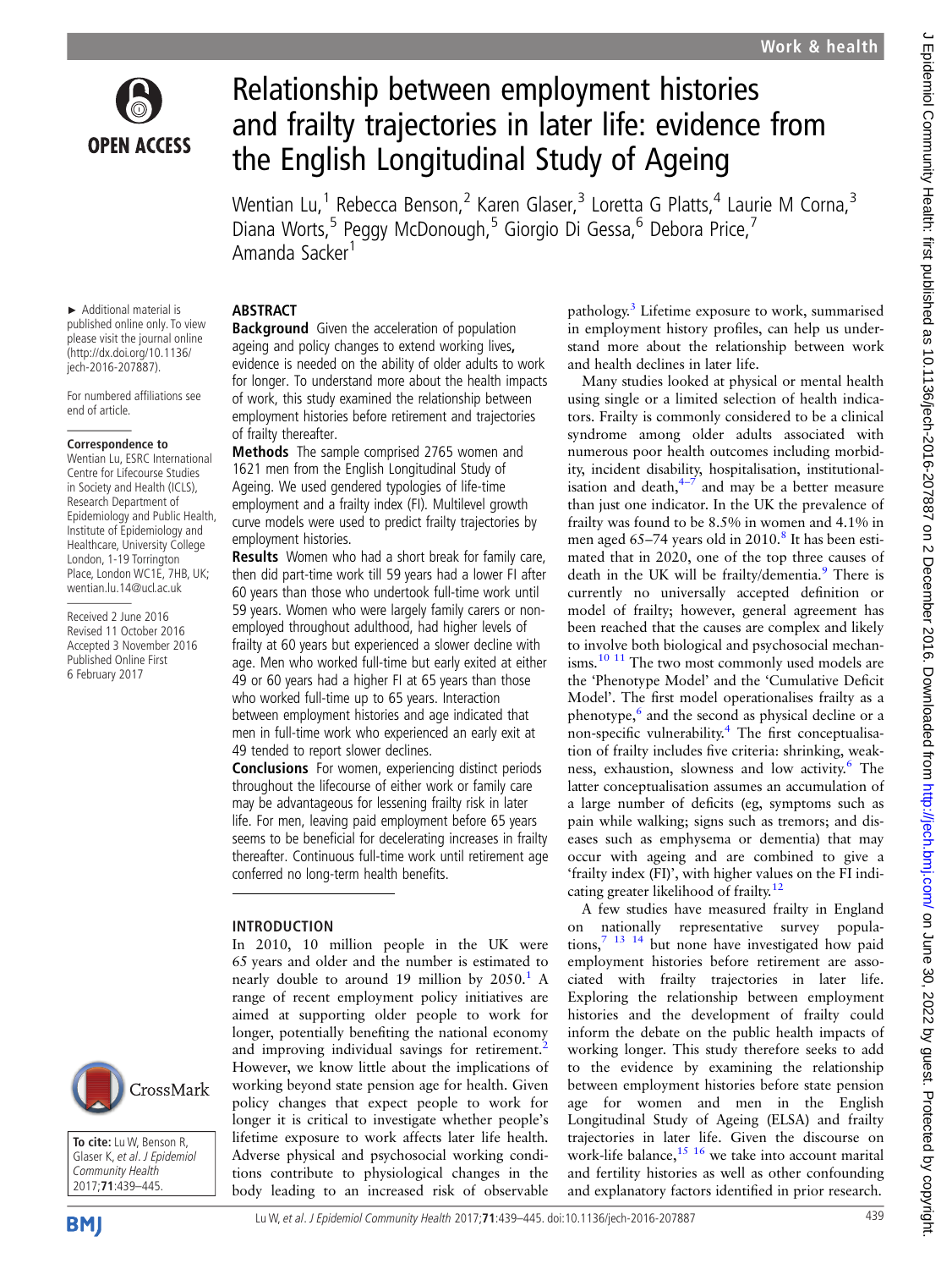# Relationship between employment histories and frailty trajectories in later life: evidence from the English Longitudinal Study of Ageing

Wentian Lu,[1] Rebecca Benson,[2] Karen Glaser,[3] Loretta G Platts,[4] Laurie M Corna,[3] Diana Worts,[5] Peggy McDonough,[5] Giorgio Di Gessa,[6] Debora Price,[7] Amanda Sacker[1]

► Additional material is published online only. To view please visit the journal online (http://dx.doi.org/10.1136/jech-2016-207887).

For numbered affiliations see end of article.

**Correspondence to**
Wentian Lu, ESRC International Centre for Lifecourse Studies in Society and Health (ICLS), Research Department of Epidemiology and Public Health, Institute of Epidemiology and Healthcare, University College London, 1-19 Torrington Place, London WC1E, 7HB, UK; wentian.lu.14@ucl.ac.uk

Received 2 June 2016
Revised 11 October 2016
Accepted 3 November 2016
Published Online First 6 February 2017

**To cite:** Lu W, Benson R, Glaser K, *et al*. *J Epidemiol Community Health* 2017;**71**:439–445.

## ABSTRACT

**Background** Given the acceleration of population ageing and policy changes to extend working lives**,** evidence is needed on the ability of older adults to work for longer. To understand more about the health impacts of work, this study examined the relationship between employment histories before retirement and trajectories of frailty thereafter.

**Methods** The sample comprised 2765 women and 1621 men from the English Longitudinal Study of Ageing. We used gendered typologies of life-time employment and a frailty index (FI). Multilevel growth curve models were used to predict frailty trajectories by employment histories.

**Results** Women who had a short break for family care, then did part-time work till 59 years had a lower FI after 60 years than those who undertook full-time work until 59 years. Women who were largely family carers or non-employed throughout adulthood, had higher levels of frailty at 60 years but experienced a slower decline with age. Men who worked full-time but early exited at either 49 or 60 years had a higher FI at 65 years than those who worked full-time up to 65 years. Interaction between employment histories and age indicated that men in full-time work who experienced an early exit at 49 tended to report slower declines.

**Conclusions** For women, experiencing distinct periods throughout the lifecourse of either work or family care may be advantageous for lessening frailty risk in later life. For men, leaving paid employment before 65 years seems to be beneficial for decelerating increases in frailty thereafter. Continuous full-time work until retirement age conferred no long-term health benefits.

## INTRODUCTION

In 2010, 10 million people in the UK were 65 years and older and the number is estimated to nearly double to around 19 million by 2050.[1] A range of recent employment policy initiatives are aimed at supporting older people to work for longer, potentially benefiting the national economy and improving individual savings for retirement.[2] However, we know little about the implications of working beyond state pension age for health. Given policy changes that expect people to work for longer it is critical to investigate whether people's lifetime exposure to work affects later life health. Adverse physical and psychosocial working conditions contribute to physiological changes in the body leading to an increased risk of observable pathology.[3] Lifetime exposure to work, summarised in employment history profiles, can help us understand more about the relationship between work and health declines in later life.

Many studies looked at physical or mental health using single or a limited selection of health indicators. Frailty is commonly considered to be a clinical syndrome among older adults associated with numerous poor health outcomes including morbidity, incident disability, hospitalisation, institutionalisation and death,[4–7] and may be a better measure than just one indicator. In the UK the prevalence of frailty was found to be 8.5% in women and 4.1% in men aged 65–74 years old in 2010.[8] It has been estimated that in 2020, one of the top three causes of death in the UK will be frailty/dementia.[9] There is currently no universally accepted definition or model of frailty; however, general agreement has been reached that the causes are complex and likely to involve both biological and psychosocial mechanisms.[10 11] The two most commonly used models are the 'Phenotype Model' and the 'Cumulative Deficit Model'. The first model operationalises frailty as a phenotype,[6] and the second as physical decline or a non-specific vulnerability.[4] The first conceptualisation of frailty includes five criteria: shrinking, weakness, exhaustion, slowness and low activity.[6] The latter conceptualisation assumes an accumulation of a large number of deficits (eg, symptoms such as pain while walking; signs such as tremors; and diseases such as emphysema or dementia) that may occur with ageing and are combined to give a 'frailty index (FI)', with higher values on the FI indicating greater likelihood of frailty.[12]

A few studies have measured frailty in England on nationally representative survey populations,[7 13 14] but none have investigated how paid employment histories before retirement are associated with frailty trajectories in later life. Exploring the relationship between employment histories and the development of frailty could inform the debate on the public health impacts of working longer. This study therefore seeks to add to the evidence by examining the relationship between employment histories before state pension age for women and men in the English Longitudinal Study of Ageing (ELSA) and frailty trajectories in later life. Given the discourse on work-life balance,[15 16] we take into account marital and fertility histories as well as other confounding and explanatory factors identified in prior research.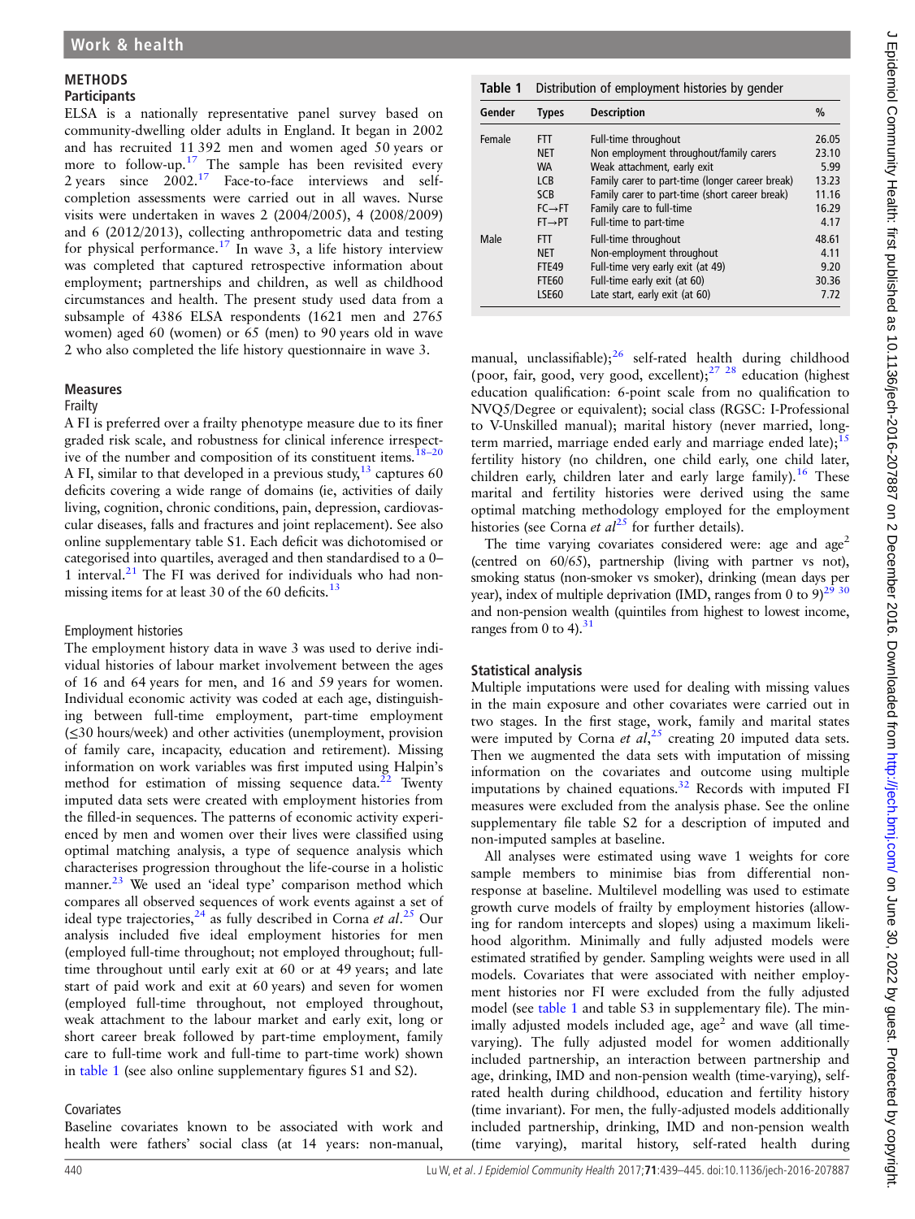## METHODS

### Participants

ELSA is a nationally representative panel survey based on community-dwelling older adults in England. It began in 2002 and has recruited 11 392 men and women aged 50 years or more to follow-up.[17] The sample has been revisited every 2 years since 2002.[17] Face-to-face interviews and self-completion assessments were carried out in all waves. Nurse visits were undertaken in waves 2 (2004/2005), 4 (2008/2009) and 6 (2012/2013), collecting anthropometric data and testing for physical performance.[17] In wave 3, a life history interview was completed that captured retrospective information about employment; partnerships and children, as well as childhood circumstances and health. The present study used data from a subsample of 4386 ELSA respondents (1621 men and 2765 women) aged 60 (women) or 65 (men) to 90 years old in wave 2 who also completed the life history questionnaire in wave 3.

### Measures

#### Frailty

A FI is preferred over a frailty phenotype measure due to its finer graded risk scale, and robustness for clinical inference irrespective of the number and composition of its constituent items.[18–20] A FI, similar to that developed in a previous study,[13] captures 60 deficits covering a wide range of domains (ie, activities of daily living, cognition, chronic conditions, pain, depression, cardiovascular diseases, falls and fractures and joint replacement). See also online supplementary table S1. Each deficit was dichotomised or categorised into quartiles, averaged and then standardised to a 0–1 interval.[21] The FI was derived for individuals who had non-missing items for at least 30 of the 60 deficits.[13]

#### Employment histories

The employment history data in wave 3 was used to derive individual histories of labour market involvement between the ages of 16 and 64 years for men, and 16 and 59 years for women. Individual economic activity was coded at each age, distinguishing between full-time employment, part-time employment (≤30 hours/week) and other activities (unemployment, provision of family care, incapacity, education and retirement). Missing information on work variables was first imputed using Halpin's method for estimation of missing sequence data.[22] Twenty imputed data sets were created with employment histories from the filled-in sequences. The patterns of economic activity experienced by men and women over their lives were classified using optimal matching analysis, a type of sequence analysis which characterises progression throughout the life-course in a holistic manner.[23] We used an 'ideal type' comparison method which compares all observed sequences of work events against a set of ideal type trajectories,[24] as fully described in Corna *et al*.[25] Our analysis included five ideal employment histories for men (employed full-time throughout; not employed throughout; full-time throughout until early exit at 60 or at 49 years; and late start of paid work and exit at 60 years) and seven for women (employed full-time throughout, not employed throughout, weak attachment to the labour market and early exit, long or short career break followed by part-time employment, family care to full-time work and full-time to part-time work) shown in table 1 (see also online supplementary figures S1 and S2).

**Table 1** Distribution of employment histories by gender

| Gender | Types | Description | % |
|---|---|---|---|
| Female | FTT | Full-time throughout | 26.05 |
| | NET | Non employment throughout/family carers | 23.10 |
| | WA | Weak attachment, early exit | 5.99 |
| | LCB | Family carer to part-time (longer career break) | 13.23 |
| | SCB | Family carer to part-time (short career break) | 11.16 |
| | FC→FT | Family care to full-time | 16.29 |
| | FT→PT | Full-time to part-time | 4.17 |
| Male | FTT | Full-time throughout | 48.61 |
| | NET | Non-employment throughout | 4.11 |
| | FTE49 | Full-time very early exit (at 49) | 9.20 |
| | FTE60 | Full-time early exit (at 60) | 30.36 |
| | LSE60 | Late start, early exit (at 60) | 7.72 |

#### Covariates

Baseline covariates known to be associated with work and health were fathers' social class (at 14 years: non-manual, manual, unclassifiable);[26] self-rated health during childhood (poor, fair, good, very good, excellent);[27 28] education (highest education qualification: 6-point scale from no qualification to NVQ5/Degree or equivalent); social class (RGSC: I-Professional to V-Unskilled manual); marital history (never married, long-term married, marriage ended early and marriage ended late);[15] fertility history (no children, one child early, one child later, children early, children later and early large family).[16] These marital and fertility histories were derived using the same optimal matching methodology employed for the employment histories (see Corna *et al*[25] for further details).

The time varying covariates considered were: age and age$^2$ (centred on 60/65), partnership (living with partner vs not), smoking status (non-smoker vs smoker), drinking (mean days per year), index of multiple deprivation (IMD, ranges from 0 to 9)[29 30] and non-pension wealth (quintiles from highest to lowest income, ranges from 0 to 4).[31]

### Statistical analysis

Multiple imputations were used for dealing with missing values in the main exposure and other covariates were carried out in two stages. In the first stage, work, family and marital states were imputed by Corna *et al*,[25] creating 20 imputed data sets. Then we augmented the data sets with imputation of missing information on the covariates and outcome using multiple imputations by chained equations.[32] Records with imputed FI measures were excluded from the analysis phase. See the online supplementary file table S2 for a description of imputed and non-imputed samples at baseline.

All analyses were estimated using wave 1 weights for core sample members to minimise bias from differential non-response at baseline. Multilevel modelling was used to estimate growth curve models of frailty by employment histories (allowing for random intercepts and slopes) using a maximum likelihood algorithm. Minimally and fully adjusted models were estimated stratified by gender. Sampling weights were used in all models. Covariates that were associated with neither employment histories nor FI were excluded from the fully adjusted model (see table 1 and table S3 in supplementary file). The minimally adjusted models included age, age$^2$ and wave (all time-varying). The fully adjusted model for women additionally included partnership, an interaction between partnership and age, drinking, IMD and non-pension wealth (time-varying), self-rated health during childhood, education and fertility history (time invariant). For men, the fully-adjusted models additionally included partnership, drinking, IMD and non-pension wealth (time varying), marital history, self-rated health during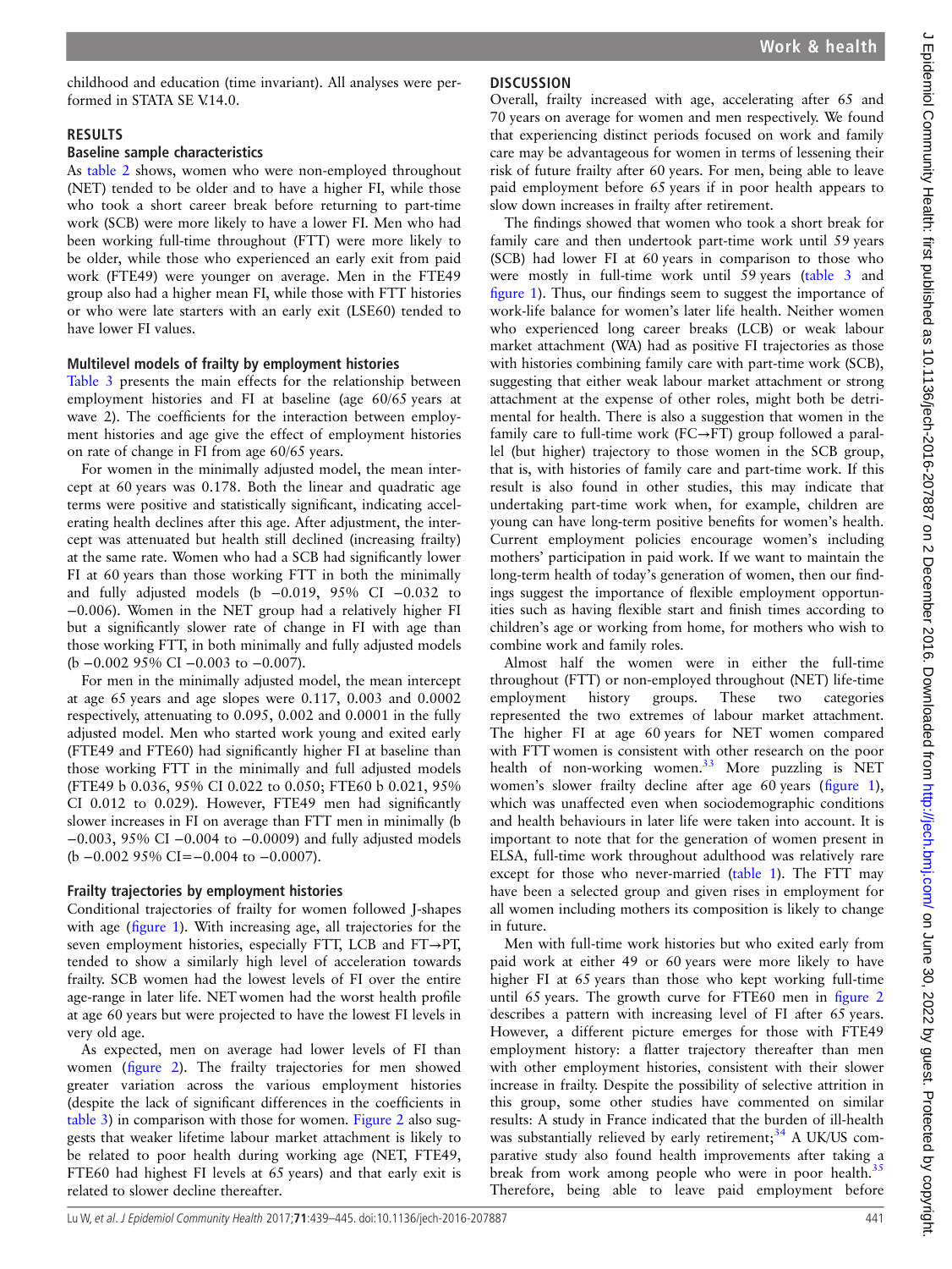childhood and education (time invariant). All analyses were performed in STATA SE V.14.0.

## RESULTS

### Baseline sample characteristics

As table 2 shows, women who were non-employed throughout (NET) tended to be older and to have a higher FI, while those who took a short career break before returning to part-time work (SCB) were more likely to have a lower FI. Men who had been working full-time throughout (FTT) were more likely to be older, while those who experienced an early exit from paid work (FTE49) were younger on average. Men in the FTE49 group also had a higher mean FI, while those with FTT histories or who were late starters with an early exit (LSE60) tended to have lower FI values.

### Multilevel models of frailty by employment histories

Table 3 presents the main effects for the relationship between employment histories and FI at baseline (age 60/65 years at wave 2). The coefficients for the interaction between employment histories and age give the effect of employment histories on rate of change in FI from age 60/65 years.

For women in the minimally adjusted model, the mean intercept at 60 years was 0.178. Both the linear and quadratic age terms were positive and statistically significant, indicating accelerating health declines after this age. After adjustment, the intercept was attenuated but health still declined (increasing frailty) at the same rate. Women who had a SCB had significantly lower FI at 60 years than those working FTT in both the minimally and fully adjusted models (b −0.019, 95% CI −0.032 to −0.006). Women in the NET group had a relatively higher FI but a significantly slower rate of change in FI with age than those working FTT, in both minimally and fully adjusted models (b −0.002 95% CI −0.003 to −0.007).

For men in the minimally adjusted model, the mean intercept at age 65 years and age slopes were 0.117, 0.003 and 0.0002 respectively, attenuating to 0.095, 0.002 and 0.0001 in the fully adjusted model. Men who started work young and exited early (FTE49 and FTE60) had significantly higher FI at baseline than those working FTT in the minimally and full adjusted models (FTE49 b 0.036, 95% CI 0.022 to 0.050; FTE60 b 0.021, 95% CI 0.012 to 0.029). However, FTE49 men had significantly slower increases in FI on average than FTT men in minimally (b −0.003, 95% CI −0.004 to −0.0009) and fully adjusted models (b −0.002 95% CI=−0.004 to −0.0007).

### Frailty trajectories by employment histories

Conditional trajectories of frailty for women followed J-shapes with age (figure 1). With increasing age, all trajectories for the seven employment histories, especially FTT, LCB and FT→PT, tended to show a similarly high level of acceleration towards frailty. SCB women had the lowest levels of FI over the entire age-range in later life. NET women had the worst health profile at age 60 years but were projected to have the lowest FI levels in very old age.

As expected, men on average had lower levels of FI than women (figure 2). The frailty trajectories for men showed greater variation across the various employment histories (despite the lack of significant differences in the coefficients in table 3) in comparison with those for women. Figure 2 also suggests that weaker lifetime labour market attachment is likely to be related to poor health during working age (NET, FTE49, FTE60 had highest FI levels at 65 years) and that early exit is related to slower decline thereafter.

## DISCUSSION

Overall, frailty increased with age, accelerating after 65 and 70 years on average for women and men respectively. We found that experiencing distinct periods focused on work and family care may be advantageous for women in terms of lessening their risk of future frailty after 60 years. For men, being able to leave paid employment before 65 years if in poor health appears to slow down increases in frailty after retirement.

The findings showed that women who took a short break for family care and then undertook part-time work until 59 years (SCB) had lower FI at 60 years in comparison to those who were mostly in full-time work until 59 years (table 3 and figure 1). Thus, our findings seem to suggest the importance of work-life balance for women's later life health. Neither women who experienced long career breaks (LCB) or weak labour market attachment (WA) had as positive FI trajectories as those with histories combining family care with part-time work (SCB), suggesting that either weak labour market attachment or strong attachment at the expense of other roles, might both be detrimental for health. There is also a suggestion that women in the family care to full-time work (FC→FT) group followed a parallel (but higher) trajectory to those women in the SCB group, that is, with histories of family care and part-time work. If this result is also found in other studies, this may indicate that undertaking part-time work when, for example, children are young can have long-term positive benefits for women's health. Current employment policies encourage women's including mothers' participation in paid work. If we want to maintain the long-term health of today's generation of women, then our findings suggest the importance of flexible employment opportunities such as having flexible start and finish times according to children's age or working from home, for mothers who wish to combine work and family roles.

Almost half the women were in either the full-time throughout (FTT) or non-employed throughout (NET) life-time employment history groups. These two categories represented the two extremes of labour market attachment. The higher FI at age 60 years for NET women compared with FTT women is consistent with other research on the poor health of non-working women.[33] More puzzling is NET women's slower frailty decline after age 60 years (figure 1), which was unaffected even when sociodemographic conditions and health behaviours in later life were taken into account. It is important to note that for the generation of women present in ELSA, full-time work throughout adulthood was relatively rare except for those who never-married (table 1). The FTT may have been a selected group and given rises in employment for all women including mothers its composition is likely to change in future.

Men with full-time work histories but who exited early from paid work at either 49 or 60 years were more likely to have higher FI at 65 years than those who kept working full-time until 65 years. The growth curve for FTE60 men in figure 2 describes a pattern with increasing level of FI after 65 years. However, a different picture emerges for those with FTE49 employment history: a flatter trajectory thereafter than men with other employment histories, consistent with their slower increase in frailty. Despite the possibility of selective attrition in this group, some other studies have commented on similar results: A study in France indicated that the burden of ill-health was substantially relieved by early retirement;[34] A UK/US comparative study also found health improvements after taking a break from work among people who were in poor health.[35] Therefore, being able to leave paid employment before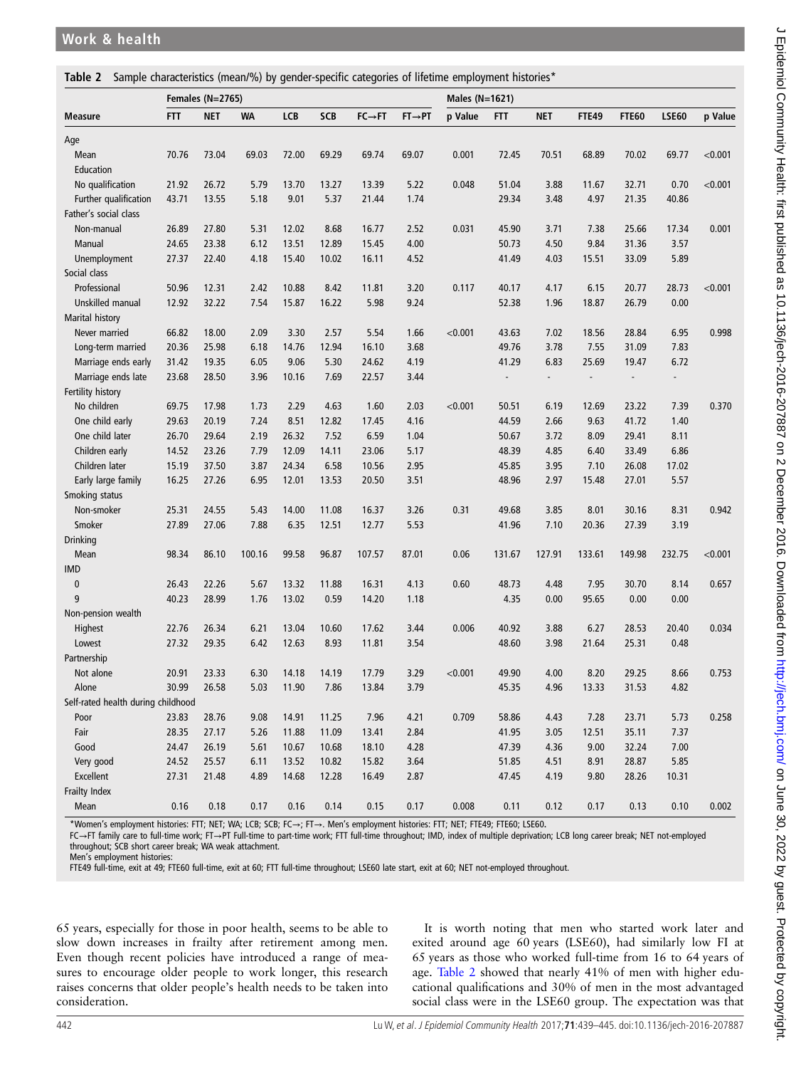**Table 2** Sample characteristics (mean/%) by gender-specific categories of lifetime employment histories*

| | Females (N=2765) | | | | | | | | Males (N=1621) | | | | | |
|---|---|---|---|---|---|---|---|---|---|---|---|---|---|---|
| **Measure** | **FTT** | **NET** | **WA** | **LCB** | **SCB** | **FC→FT** | **FT→PT** | **p Value** | **FTT** | **NET** | **FTE49** | **FTE60** | **LSE60** | **p Value** |
| Age | | | | | | | | | | | | | | |
| Mean | 70.76 | 73.04 | 69.03 | 72.00 | 69.29 | 69.74 | 69.07 | 0.001 | 72.45 | 70.51 | 68.89 | 70.02 | 69.77 | <0.001 |
| Education | | | | | | | | | | | | | | |
| No qualification | 21.92 | 26.72 | 5.79 | 13.70 | 13.27 | 13.39 | 5.22 | 0.048 | 51.04 | 3.88 | 11.67 | 32.71 | 0.70 | <0.001 |
| Further qualification | 43.71 | 13.55 | 5.18 | 9.01 | 5.37 | 21.44 | 1.74 | | 29.34 | 3.48 | 4.97 | 21.35 | 40.86 | |
| Father's social class | | | | | | | | | | | | | | |
| Non-manual | 26.89 | 27.80 | 5.31 | 12.02 | 8.68 | 16.77 | 2.52 | 0.031 | 45.90 | 3.71 | 7.38 | 25.66 | 17.34 | 0.001 |
| Manual | 24.65 | 23.38 | 6.12 | 13.51 | 12.89 | 15.45 | 4.00 | | 50.73 | 4.50 | 9.84 | 31.36 | 3.57 | |
| Unemployment | 27.37 | 22.40 | 4.18 | 15.40 | 10.02 | 16.11 | 4.52 | | 41.49 | 4.03 | 15.51 | 33.09 | 5.89 | |
| Social class | | | | | | | | | | | | | | |
| Professional | 50.96 | 12.31 | 2.42 | 10.88 | 8.42 | 11.81 | 3.20 | 0.117 | 40.17 | 4.17 | 6.15 | 20.77 | 28.73 | <0.001 |
| Unskilled manual | 12.92 | 32.22 | 7.54 | 15.87 | 16.22 | 5.98 | 9.24 | | 52.38 | 1.96 | 18.87 | 26.79 | 0.00 | |
| Marital history | | | | | | | | | | | | | | |
| Never married | 66.82 | 18.00 | 2.09 | 3.30 | 2.57 | 5.54 | 1.66 | <0.001 | 43.63 | 7.02 | 18.56 | 28.84 | 6.95 | 0.998 |
| Long-term married | 20.36 | 25.98 | 6.18 | 14.76 | 12.94 | 16.10 | 3.68 | | 49.76 | 3.78 | 7.55 | 31.09 | 7.83 | |
| Marriage ends early | 31.42 | 19.35 | 6.05 | 9.06 | 5.30 | 24.62 | 4.19 | | 41.29 | 6.83 | 25.69 | 19.47 | 6.72 | |
| Marriage ends late | 23.68 | 28.50 | 3.96 | 10.16 | 7.69 | 22.57 | 3.44 | | - | - | - | - | - | |
| Fertility history | | | | | | | | | | | | | | |
| No children | 69.75 | 17.98 | 1.73 | 2.29 | 4.63 | 1.60 | 2.03 | <0.001 | 50.51 | 6.19 | 12.69 | 23.22 | 7.39 | 0.370 |
| One child early | 29.63 | 20.19 | 7.24 | 8.51 | 12.82 | 17.45 | 4.16 | | 44.59 | 2.66 | 9.63 | 41.72 | 1.40 | |
| One child later | 26.70 | 29.64 | 2.19 | 26.32 | 7.52 | 6.59 | 1.04 | | 50.67 | 3.72 | 8.09 | 29.41 | 8.11 | |
| Children early | 14.52 | 23.26 | 7.79 | 12.09 | 14.11 | 23.06 | 5.17 | | 48.39 | 4.85 | 6.40 | 33.49 | 6.86 | |
| Children later | 15.19 | 37.50 | 3.87 | 24.34 | 6.58 | 10.56 | 2.95 | | 45.85 | 3.95 | 7.10 | 26.08 | 17.02 | |
| Early large family | 16.25 | 27.26 | 6.95 | 12.01 | 13.53 | 20.50 | 3.51 | | 48.96 | 2.97 | 15.48 | 27.01 | 5.57 | |
| Smoking status | | | | | | | | | | | | | | |
| Non-smoker | 25.31 | 24.55 | 5.43 | 14.00 | 11.08 | 16.37 | 3.26 | 0.31 | 49.68 | 3.85 | 8.01 | 30.16 | 8.31 | 0.942 |
| Smoker | 27.89 | 27.06 | 7.88 | 6.35 | 12.51 | 12.77 | 5.53 | | 41.96 | 7.10 | 20.36 | 27.39 | 3.19 | |
| Drinking | | | | | | | | | | | | | | |
| Mean | 98.34 | 86.10 | 100.16 | 99.58 | 96.87 | 107.57 | 87.01 | 0.06 | 131.67 | 127.91 | 133.61 | 149.98 | 232.75 | <0.001 |
| IMD | | | | | | | | | | | | | | |
| 0 | 26.43 | 22.26 | 5.67 | 13.32 | 11.88 | 16.31 | 4.13 | 0.60 | 48.73 | 4.48 | 7.95 | 30.70 | 8.14 | 0.657 |
| 9 | 40.23 | 28.99 | 1.76 | 13.02 | 0.59 | 14.20 | 1.18 | | 4.35 | 0.00 | 95.65 | 0.00 | 0.00 | |
| Non-pension wealth | | | | | | | | | | | | | | |
| Highest | 22.76 | 26.34 | 6.21 | 13.04 | 10.60 | 17.62 | 3.44 | 0.006 | 40.92 | 3.88 | 6.27 | 28.53 | 20.40 | 0.034 |
| Lowest | 27.32 | 29.35 | 6.42 | 12.63 | 8.93 | 11.81 | 3.54 | | 48.60 | 3.98 | 21.64 | 25.31 | 0.48 | |
| Partnership | | | | | | | | | | | | | | |
| Not alone | 20.91 | 23.33 | 6.30 | 14.18 | 14.19 | 17.79 | 3.29 | <0.001 | 49.90 | 4.00 | 8.20 | 29.25 | 8.66 | 0.753 |
| Alone | 30.99 | 26.58 | 5.03 | 11.90 | 7.86 | 13.84 | 3.79 | | 45.35 | 4.96 | 13.33 | 31.53 | 4.82 | |
| Self-rated health during childhood | | | | | | | | | | | | | | |
| Poor | 23.83 | 28.76 | 9.08 | 14.91 | 11.25 | 7.96 | 4.21 | 0.709 | 58.86 | 4.43 | 7.28 | 23.71 | 5.73 | 0.258 |
| Fair | 28.35 | 27.17 | 5.26 | 11.88 | 11.09 | 13.41 | 2.84 | | 41.95 | 3.05 | 12.51 | 35.11 | 7.37 | |
| Good | 24.47 | 26.19 | 5.61 | 10.67 | 10.68 | 18.10 | 4.28 | | 47.39 | 4.36 | 9.00 | 32.24 | 7.00 | |
| Very good | 24.52 | 25.57 | 6.11 | 13.52 | 10.82 | 15.82 | 3.64 | | 51.85 | 4.51 | 8.91 | 28.87 | 5.85 | |
| Excellent | 27.31 | 21.48 | 4.89 | 14.68 | 12.28 | 16.49 | 2.87 | | 47.45 | 4.19 | 9.80 | 28.26 | 10.31 | |
| Frailty Index | | | | | | | | | | | | | | |
| Mean | 0.16 | 0.18 | 0.17 | 0.16 | 0.14 | 0.15 | 0.17 | 0.008 | 0.11 | 0.12 | 0.17 | 0.13 | 0.10 | 0.002 |

*Women's employment histories: FTT; NET; WA; LCB; SCB; FC→; FT→. Men's employment histories: FTT; NET; FTE49; FTE60; LSE60.

FC→FT family care to full-time work; FT→PT Full-time to part-time work; FTT full-time throughout; IMD, index of multiple deprivation; LCB long career break; NET not-employed throughout; SCB short career break; WA weak attachment.

Men's employment histories:

FTE49 full-time, exit at 49; FTE60 full-time, exit at 60; FTT full-time throughout; LSE60 late start, exit at 60; NET not-employed throughout.

65 years, especially for those in poor health, seems to be able to slow down increases in frailty after retirement among men. Even though recent policies have introduced a range of measures to encourage older people to work longer, this research raises concerns that older people's health needs to be taken into consideration.

It is worth noting that men who started work later and exited around age 60 years (LSE60), had similarly low FI at 65 years as those who worked full-time from 16 to 64 years of age. Table 2 showed that nearly 41% of men with higher educational qualifications and 30% of men in the most advantaged social class were in the LSE60 group. The expectation was that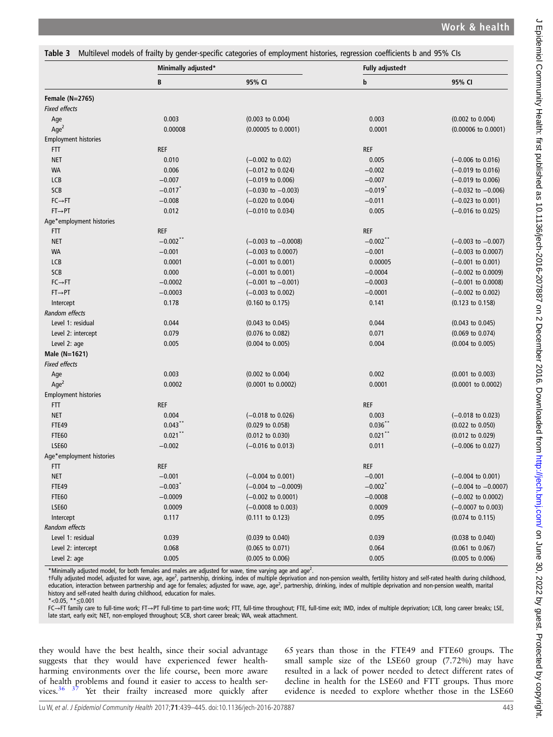**Table 3** Multilevel models of frailty by gender-specific categories of employment histories, regression coefficients b and 95% CIs

| | Minimally adjusted* | | Fully adjusted† | |
|---|---|---|---|---|
| | B | 95% CI | b | 95% CI |
| **Female (N=2765)** | | | | |
| *Fixed effects* | | | | |
| Age | 0.003 | (0.003 to 0.004) | 0.003 | (0.002 to 0.004) |
| Age$^2$ | 0.00008 | (0.00005 to 0.0001) | 0.0001 | (0.00006 to 0.0001) |
| Employment histories | | | | |
| FTT | REF | | REF | |
| NET | 0.010 | (−0.002 to 0.02) | 0.005 | (−0.006 to 0.016) |
| WA | 0.006 | (−0.012 to 0.024) | −0.002 | (−0.019 to 0.016) |
| LCB | −0.007 | (−0.019 to 0.006) | −0.007 | (−0.019 to 0.006) |
| SCB | −0.017* | (−0.030 to −0.003) | −0.019* | (−0.032 to −0.006) |
| FC→FT | −0.008 | (−0.020 to 0.004) | −0.011 | (−0.023 to 0.001) |
| FT→PT | 0.012 | (−0.010 to 0.034) | 0.005 | (−0.016 to 0.025) |
| Age*employment histories | | | | |
| FTT | REF | | REF | |
| NET | −0.002** | (−0.003 to −0.0008) | −0.002** | (−0.003 to −0.007) |
| WA | −0.001 | (−0.003 to 0.0007) | −0.001 | (−0.003 to 0.0007) |
| LCB | 0.0001 | (−0.001 to 0.001) | 0.00005 | (−0.001 to 0.001) |
| SCB | 0.000 | (−0.001 to 0.001) | −0.0004 | (−0.002 to 0.0009) |
| FC→FT | −0.0002 | (−0.001 to −0.001) | −0.0003 | (−0.001 to 0.0008) |
| FT→PT | −0.0003 | (−0.003 to 0.002) | −0.0001 | (−0.002 to 0.002) |
| Intercept | 0.178 | (0.160 to 0.175) | 0.141 | (0.123 to 0.158) |
| *Random effects* | | | | |
| Level 1: residual | 0.044 | (0.043 to 0.045) | 0.044 | (0.043 to 0.045) |
| Level 2: intercept | 0.079 | (0.076 to 0.082) | 0.071 | (0.069 to 0.074) |
| Level 2: age | 0.005 | (0.004 to 0.005) | 0.004 | (0.004 to 0.005) |
| **Male (N=1621)** | | | | |
| *Fixed effects* | | | | |
| Age | 0.003 | (0.002 to 0.004) | 0.002 | (0.001 to 0.003) |
| Age$^2$ | 0.0002 | (0.0001 to 0.0002) | 0.0001 | (0.0001 to 0.0002) |
| Employment histories | | | | |
| FTT | REF | | REF | |
| NET | 0.004 | (−0.018 to 0.026) | 0.003 | (−0.018 to 0.023) |
| FTE49 | 0.043** | (0.029 to 0.058) | 0.036** | (0.022 to 0.050) |
| FTE60 | 0.021** | (0.012 to 0.030) | 0.021** | (0.012 to 0.029) |
| LSE60 | −0.002 | (−0.016 to 0.013) | 0.011 | (−0.006 to 0.027) |
| Age*employment histories | | | | |
| FTT | REF | | REF | |
| NET | −0.001 | (−0.004 to 0.001) | −0.001 | (−0.004 to 0.001) |
| FTE49 | −0.003* | (−0.004 to −0.0009) | −0.002* | (−0.004 to −0.0007) |
| FTE60 | −0.0009 | (−0.002 to 0.0001) | −0.0008 | (−0.002 to 0.0002) |
| LSE60 | 0.0009 | (−0.0008 to 0.003) | 0.0009 | (−0.0007 to 0.003) |
| Intercept | 0.117 | (0.111 to 0.123) | 0.095 | (0.074 to 0.115) |
| *Random effects* | | | | |
| Level 1: residual | 0.039 | (0.039 to 0.040) | 0.039 | (0.038 to 0.040) |
| Level 2: intercept | 0.068 | (0.065 to 0.071) | 0.064 | (0.061 to 0.067) |
| Level 2: age | 0.005 | (0.005 to 0.006) | 0.005 | (0.005 to 0.006) |

*Minimally adjusted model, for both females and males are adjusted for wave, time varying age and age$^2$.
†Fully adjusted model, adjusted for wave, age, age$^2$, partnership, drinking, index of multiple deprivation and non-pension wealth, fertility history and self-rated health during childhood, education, interaction between partnership and age for females; adjusted for wave, age, age$^2$, partnership, drinking, index of multiple deprivation and non-pension wealth, marital history and self-rated health during childhood, education for males.
*<0.05, **≤0.001
FC→FT family care to full-time work; FT→PT Full-time to part-time work; FTT, full-time throughout; FTE, full-time exit; IMD, index of multiple deprivation; LCB, long career breaks; LSE, late start, early exit; NET, non-employed throughout; SCB, short career break; WA, weak attachment.

they would have the best health, since their social advantage suggests that they would have experienced fewer health-harming environments over the life course, been more aware of health problems and found it easier to access to health services.[36 37] Yet their frailty increased more quickly after 65 years than those in the FTE49 and FTE60 groups. The small sample size of the LSE60 group (7.72%) may have resulted in a lack of power needed to detect different rates of decline in health for the LSE60 and FTT groups. Thus more evidence is needed to explore whether those in the LSE60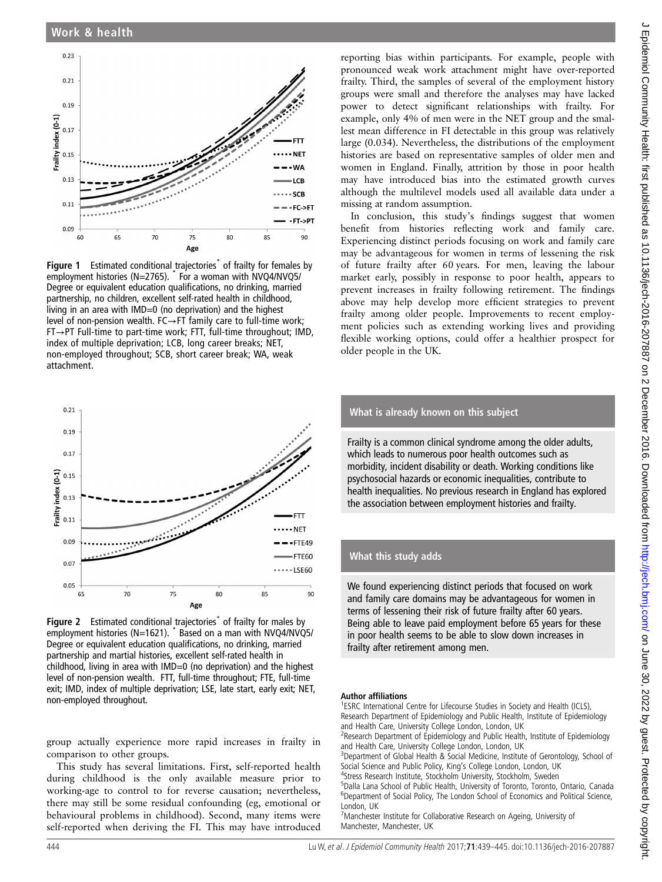0.23
0.21
0.19
0.17
0.15
0.13
0.11
0.09
Frailty index (0-1)
60 65 70 75 80 85 90
Age
FTT
NET
WA
LCB
SCB
FC->FT
FT->PT

**Figure 1** Estimated conditional trajectories* of frailty for females by employment histories (N=2765). * For a woman with NVQ4/NVQ5/ Degree or equivalent education qualifications, no drinking, married partnership, no children, excellent self-rated health in childhood, living in an area with IMD=0 (no deprivation) and the highest level of non-pension wealth. FC→FT family care to full-time work; FT→PT Full-time to part-time work; FTT, full-time throughout; IMD, index of multiple deprivation; LCB, long career breaks; NET, non-employed throughout; SCB, short career break; WA, weak attachment.

0.21
0.19
0.17
0.15
0.13
0.11
0.09
0.07
0.05
Frailty index (0-1)
65 70 75 80 85 90
Age
FTT
NET
FTE49
FTE60
LSE60

**Figure 2** Estimated conditional trajectories* of frailty for males by employment histories (N=1621). * Based on a man with NVQ4/NVQ5/ Degree or equivalent education qualifications, no drinking, married partnership and martial histories, excellent self-rated health in childhood, living in area with IMD=0 (no deprivation) and the highest level of non-pension wealth. FTT, full-time throughout; FTE, full-time exit; IMD, index of multiple deprivation; LSE, late start, early exit; NET, non-employed throughout.

group actually experience more rapid increases in frailty in comparison to other groups.

This study has several limitations. First, self-reported health during childhood is the only available measure prior to working-age to control for reverse causation; nevertheless, there may still be some residual confounding (eg, emotional or behavioural problems in childhood). Second, many items were self-reported when deriving the FI. This may have introduced reporting bias within participants. For example, people with pronounced weak work attachment might have over-reported frailty. Third, the samples of several of the employment history groups were small and therefore the analyses may have lacked power to detect significant relationships with frailty. For example, only 4% of men were in the NET group and the smallest mean difference in FI detectable in this group was relatively large (0.034). Nevertheless, the distributions of the employment histories are based on representative samples of older men and women in England. Finally, attrition by those in poor health may have introduced bias into the estimated growth curves although the multilevel models used all available data under a missing at random assumption.

In conclusion, this study's findings suggest that women benefit from histories reflecting work and family care. Experiencing distinct periods focusing on work and family care may be advantageous for women in terms of lessening the risk of future frailty after 60 years. For men, leaving the labour market early, possibly in response to poor health, appears to prevent increases in frailty following retirement. The findings above may help develop more efficient strategies to prevent frailty among older people. Improvements to recent employment policies such as extending working lives and providing flexible working options, could offer a healthier prospect for older people in the UK.

### What is already known on this subject

Frailty is a common clinical syndrome among the older adults, which leads to numerous poor health outcomes such as morbidity, incident disability or death. Working conditions like psychosocial hazards or economic inequalities, contribute to health inequalities. No previous research in England has explored the association between employment histories and frailty.

### What this study adds

We found experiencing distinct periods that focused on work and family care domains may be advantageous for women in terms of lessening their risk of future frailty after 60 years. Being able to leave paid employment before 65 years for these in poor health seems to be able to slow down increases in frailty after retirement among men.

**Author affiliations**

[1]ESRC International Centre for Lifecourse Studies in Society and Health (ICLS), Research Department of Epidemiology and Public Health, Institute of Epidemiology and Health Care, University College London, London, UK
[2]Research Department of Epidemiology and Public Health, Institute of Epidemiology and Health Care, University College London, London, UK
[3]Department of Global Health & Social Medicine, Institute of Gerontology, School of Social Science and Public Policy, King's College London, London, UK
[4]Stress Research Institute, Stockholm University, Stockholm, Sweden
[5]Dalla Lana School of Public Health, University of Toronto, Toronto, Ontario, Canada
[6]Department of Social Policy, The London School of Economics and Political Science, London, UK
[7]Manchester Institute for Collaborative Research on Ageing, University of Manchester, Manchester, UK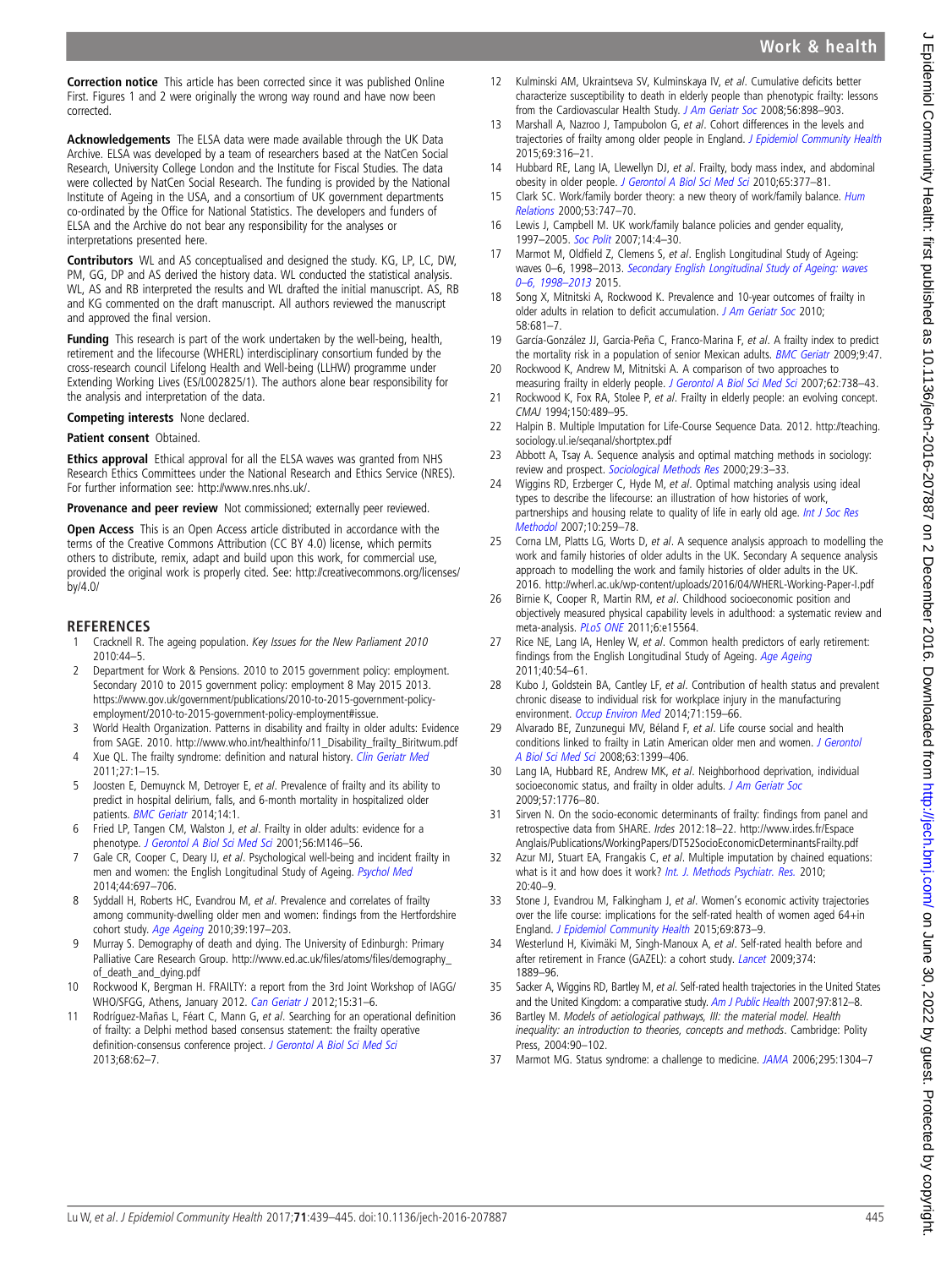**Correction notice** This article has been corrected since it was published Online First. Figures 1 and 2 were originally the wrong way round and have now been corrected.

**Acknowledgements** The ELSA data were made available through the UK Data Archive. ELSA was developed by a team of researchers based at the NatCen Social Research, University College London and the Institute for Fiscal Studies. The data were collected by NatCen Social Research. The funding is provided by the National Institute of Ageing in the USA, and a consortium of UK government departments co-ordinated by the Office for National Statistics. The developers and funders of ELSA and the Archive do not bear any responsibility for the analyses or interpretations presented here.

**Contributors** WL and AS conceptualised and designed the study. KG, LP, LC, DW, PM, GG, DP and AS derived the history data. WL conducted the statistical analysis. WL, AS and RB interpreted the results and WL drafted the initial manuscript. AS, RB and KG commented on the draft manuscript. All authors reviewed the manuscript and approved the final version.

**Funding** This research is part of the work undertaken by the well-being, health, retirement and the lifecourse (WHERL) interdisciplinary consortium funded by the cross-research council Lifelong Health and Well-being (LLHW) programme under Extending Working Lives (ES/L002825/1). The authors alone bear responsibility for the analysis and interpretation of the data.

**Competing interests** None declared.

**Patient consent** Obtained.

**Ethics approval** Ethical approval for all the ELSA waves was granted from NHS Research Ethics Committees under the National Research and Ethics Service (NRES). For further information see: http://www.nres.nhs.uk/.

**Provenance and peer review** Not commissioned; externally peer reviewed.

**Open Access** This is an Open Access article distributed in accordance with the terms of the Creative Commons Attribution (CC BY 4.0) license, which permits others to distribute, remix, adapt and build upon this work, for commercial use, provided the original work is properly cited. See: http://creativecommons.org/licenses/by/4.0/

## REFERENCES

1. Cracknell R. The ageing population. *Key Issues for the New Parliament 2010* 2010:44–5.
2. Department for Work & Pensions. 2010 to 2015 government policy: employment. Secondary 2010 to 2015 government policy: employment 8 May 2015 2013. https://www.gov.uk/government/publications/2010-to-2015-government-policy-employment/2010-to-2015-government-policy-employment#issue.
3. World Health Organization. Patterns in disability and frailty in older adults: Evidence from SAGE. 2010. http://www.who.int/healthinfo/11_Disability_frailty_Biritwum.pdf
4. Xue QL. The frailty syndrome: definition and natural history. *Clin Geriatr Med* 2011;27:1–15.
5. Joosten E, Demuynck M, Detroyer E, *et al*. Prevalence of frailty and its ability to predict in hospital delirium, falls, and 6-month mortality in hospitalized older patients. *BMC Geriatr* 2014;14:1.
6. Fried LP, Tangen CM, Walston J, *et al*. Frailty in older adults: evidence for a phenotype. *J Gerontol A Biol Sci Med Sci* 2001;56:M146–56.
7. Gale CR, Cooper C, Deary IJ, *et al*. Psychological well-being and incident frailty in men and women: the English Longitudinal Study of Ageing. *Psychol Med* 2014;44:697–706.
8. Syddall H, Roberts HC, Evandrou M, *et al*. Prevalence and correlates of frailty among community-dwelling older men and women: findings from the Hertfordshire cohort study. *Age Ageing* 2010;39:197–203.
9. Murray S. Demography of death and dying. The University of Edinburgh: Primary Palliative Care Research Group. http://www.ed.ac.uk/files/atoms/files/demography_of_death_and_dying.pdf
10. Rockwood K, Bergman H. FRAILTY: a report from the 3rd Joint Workshop of IAGG/WHO/SFGG, Athens, January 2012. *Can Geriatr J* 2012;15:31–6.
11. Rodríguez-Mañas L, Féart C, Mann G, *et al*. Searching for an operational definition of frailty: a Delphi method based consensus statement: the frailty operative definition-consensus conference project. *J Gerontol A Biol Sci Med Sci* 2013;68:62–7.
12. Kulminski AM, Ukraintseva SV, Kulminskaya IV, *et al*. Cumulative deficits better characterize susceptibility to death in elderly people than phenotypic frailty: lessons from the Cardiovascular Health Study. *J Am Geriatr Soc* 2008;56:898–903.
13. Marshall A, Nazroo J, Tampubolon G, *et al*. Cohort differences in the levels and trajectories of frailty among older people in England. *J Epidemiol Community Health* 2015;69:316–21.
14. Hubbard RE, Lang IA, Llewellyn DJ, *et al*. Frailty, body mass index, and abdominal obesity in older people. *J Gerontol A Biol Sci Med Sci* 2010;65:377–81.
15. Clark SC. Work/family border theory: a new theory of work/family balance. *Hum Relations* 2000;53:747–70.
16. Lewis J, Campbell M. UK work/family balance policies and gender equality, 1997–2005. *Soc Polit* 2007;14:4–30.
17. Marmot M, Oldfield Z, Clemens S, *et al*. English Longitudinal Study of Ageing: waves 0–6, 1998–2013. *Secondary English Longitudinal Study of Ageing: waves 0–6, 1998–2013* 2015.
18. Song X, Mitnitski A, Rockwood K. Prevalence and 10-year outcomes of frailty in older adults in relation to deficit accumulation. *J Am Geriatr Soc* 2010;58:681–7.
19. García-González JJ, García-Peña C, Franco-Marina F, *et al*. A frailty index to predict the mortality risk in a population of senior Mexican adults. *BMC Geriatr* 2009;9:47.
20. Rockwood K, Andrew M, Mitnitski A. A comparison of two approaches to measuring frailty in elderly people. *J Gerontol A Biol Sci Med Sci* 2007;62:738–43.
21. Rockwood K, Fox RA, Stolee P, *et al*. Frailty in elderly people: an evolving concept. *CMAJ* 1994;150:489–95.
22. Halpin B. Multiple Imputation for Life-Course Sequence Data. 2012. http://teaching.sociology.ul.ie/seqanal/shortptex.pdf
23. Abbott A, Tsay A. Sequence analysis and optimal matching methods in sociology: review and prospect. *Sociological Methods Res* 2000;29:3–33.
24. Wiggins RD, Erzberger C, Hyde M, *et al*. Optimal matching analysis using ideal types to describe the lifecourse: an illustration of how histories of work, partnerships and housing relate to quality of life in early old age. *Int J Soc Res Methodol* 2007;10:259–78.
25. Corna LM, Platts LG, Worts D, *et al*. A sequence analysis approach to modelling the work and family histories of older adults in the UK. Secondary A sequence analysis approach to modelling the work and family histories of older adults in the UK. 2016. http://wherl.ac.uk/wp-content/uploads/2016/04/WHERL-Working-Paper-I.pdf
26. Birnie K, Cooper R, Martin RM, *et al*. Childhood socioeconomic position and objectively measured physical capability levels in adulthood: a systematic review and meta-analysis. *PLoS ONE* 2011;6:e15564.
27. Rice NE, Lang IA, Henley W, *et al*. Common health predictors of early retirement: findings from the English Longitudinal Study of Ageing. *Age Ageing* 2011;40:54–61.
28. Kubo J, Goldstein BA, Cantley LF, *et al*. Contribution of health status and prevalent chronic disease to individual risk for workplace injury in the manufacturing environment. *Occup Environ Med* 2014;71:159–66.
29. Alvarado BE, Zunzunegui MV, Béland F, *et al*. Life course social and health conditions linked to frailty in Latin American older men and women. *J Gerontol A Biol Sci Med Sci* 2008;63:1399–406.
30. Lang IA, Hubbard RE, Andrew MK, *et al*. Neighborhood deprivation, individual socioeconomic status, and frailty in older adults. *J Am Geriatr Soc* 2009;57:1776–80.
31. Sirven N. On the socio-economic determinants of frailty: findings from panel and retrospective data from SHARE. *Irdes* 2012:18–22. http://www.irdes.fr/Espace Anglais/Publications/WorkingPapers/DT52SocioEconomicDeterminantsFrailty.pdf
32. Azur MJ, Stuart EA, Frangakis C, *et al*. Multiple imputation by chained equations: what is it and how does it work? *Int. J. Methods Psychiatr. Res.* 2010; 20:40–9.
33. Stone J, Evandrou M, Falkingham J, *et al*. Women's economic activity trajectories over the life course: implications for the self-rated health of women aged 64+in England. *J Epidemiol Community Health* 2015;69:873–9.
34. Westerlund H, Kivimäki M, Singh-Manoux A, *et al*. Self-rated health before and after retirement in France (GAZEL): a cohort study. *Lancet* 2009;374:1889–96.
35. Sacker A, Wiggins RD, Bartley M, *et al*. Self-rated health trajectories in the United States and the United Kingdom: a comparative study. *Am J Public Health* 2007;97:812–8.
36. Bartley M. *Models of aetiological pathways, III: the material model. Health inequality: an introduction to theories, concepts and methods*. Cambridge: Polity Press, 2004:90–102.
37. Marmot MG. Status syndrome: a challenge to medicine. *JAMA* 2006;295:1304–7